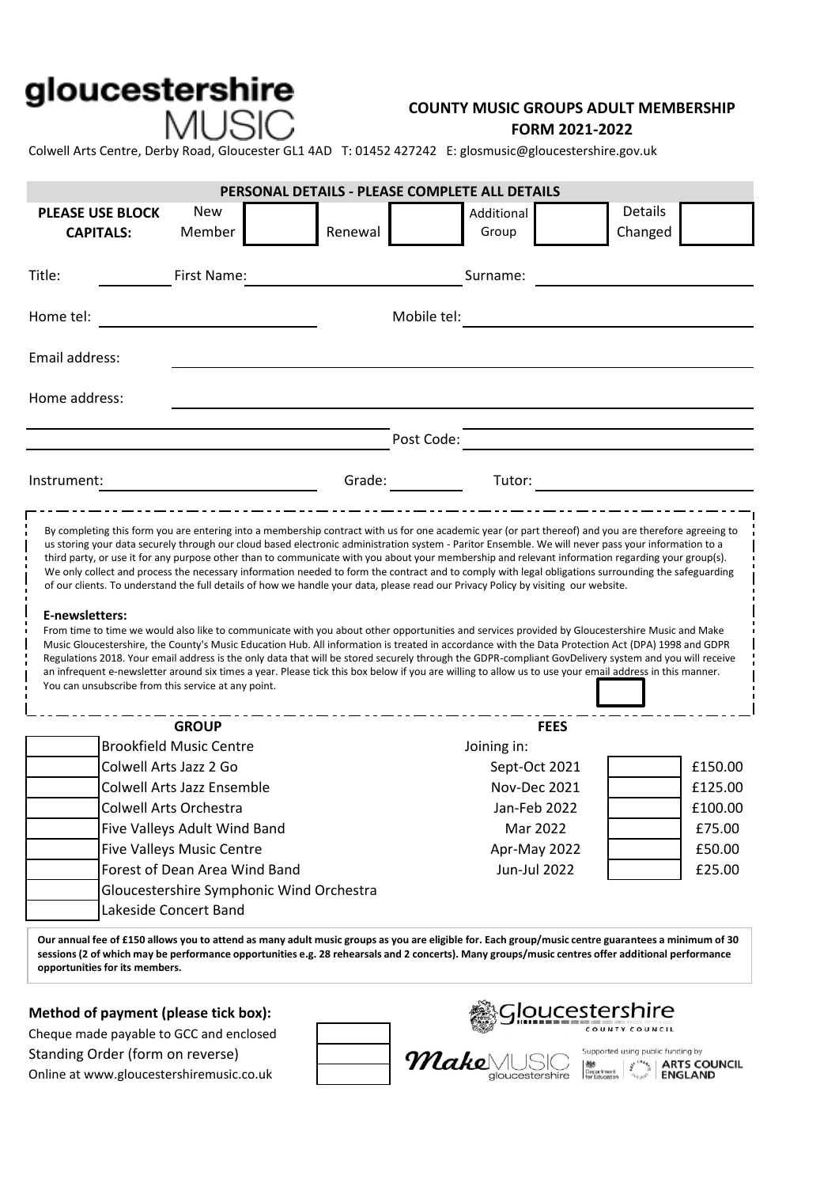# gloucestershire MUSIC

## COUNTY MUSIC GROUPS ADULT MEMBERSHIP FORM 2021-2022

Colwell Arts Centre, Derby Road, Gloucester GL1 4AD T: 01452 427242 E: glosmusic@gloucestershire.gov.uk

### PERSONAL DETAILS - PLEASE COMPLETE ALL DETAILS

| PLEASE USE BLOCK CAPITALS: | New Member | | Renewal | | Additional Group | | Details Changed | |
|---|---|---|---|---|---|---|---|---|

Title: ______ First Name: ______________ Surname: ______________

Home tel: ______________ Mobile tel: ______________

Email address: ______________

Home address: ______________

______________ Post Code: ______________

Instrument: ______________ Grade: ______ Tutor: ______________

By completing this form you are entering into a membership contract with us for one academic year (or part thereof) and you are therefore agreeing to us storing your data securely through our cloud based electronic administration system - Paritor Ensemble. We will never pass your information to a third party, or use it for any purpose other than to communicate with you about your membership and relevant information regarding your group(s). We only collect and process the necessary information needed to form the contract and to comply with legal obligations surrounding the safeguarding of our clients. To understand the full details of how we handle your data, please read our Privacy Policy by visiting our website.

**E-newsletters:**

From time to time we would also like to communicate with you about other opportunities and services provided by Gloucestershire Music and Make Music Gloucestershire, the County's Music Education Hub. All information is treated in accordance with the Data Protection Act (DPA) 1998 and GDPR Regulations 2018. Your email address is the only data that will be stored securely through the GDPR-compliant GovDelivery system and you will receive an infrequent e-newsletter around six times a year. Please tick this box below if you are willing to allow us to use your email address in this manner. You can unsubscribe from this service at any point. ☐

| | GROUP | FEES | | |
|---|---|---|---|---|
| | Brookfield Music Centre | Joining in: | | |
| | Colwell Arts Jazz 2 Go | Sept-Oct 2021 | | £150.00 |
| | Colwell Arts Jazz Ensemble | Nov-Dec 2021 | | £125.00 |
| | Colwell Arts Orchestra | Jan-Feb 2022 | | £100.00 |
| | Five Valleys Adult Wind Band | Mar 2022 | | £75.00 |
| | Five Valleys Music Centre | Apr-May 2022 | | £50.00 |
| | Forest of Dean Area Wind Band | Jun-Jul 2022 | | £25.00 |
| | Gloucestershire Symphonic Wind Orchestra | | | |
| | Lakeside Concert Band | | | |

**Our annual fee of £150 allows you to attend as many adult music groups as you are eligible for. Each group/music centre guarantees a minimum of 30 sessions (2 of which may be performance opportunities e.g. 28 rehearsals and 2 concerts). Many groups/music centres offer additional performance opportunities for its members.**

**Method of payment (please tick box):**

| | |
|---|---|
| Cheque made payable to GCC and enclosed | ☐ |
| Standing Order (form on reverse) | ☐ |
| Online at www.gloucestershiremusic.co.uk | ☐ |

Gloucestershire County Council

Make Music gloucestershire

Supported using public funding by Department for Education, Arts Council England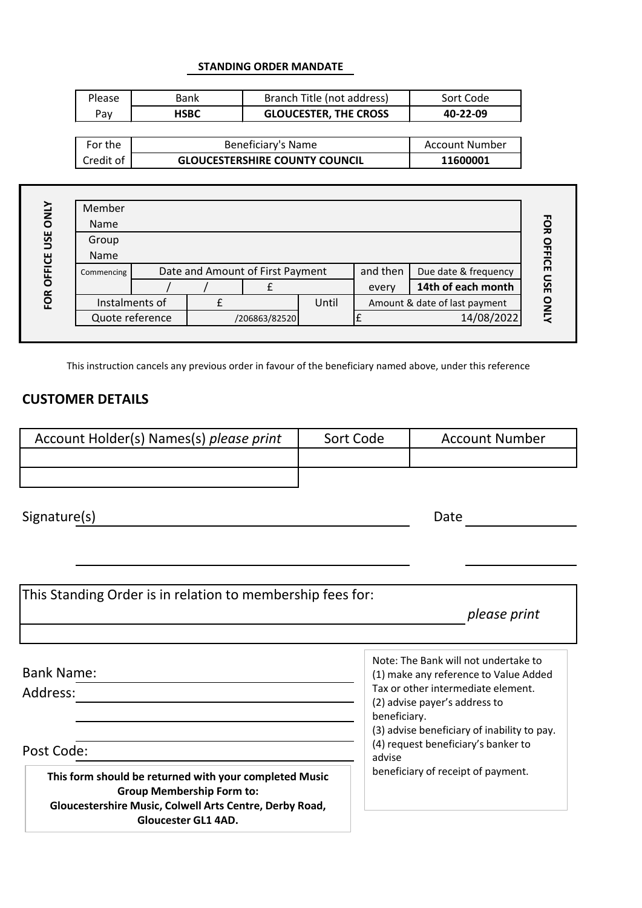**STANDING ORDER MANDATE**

| Please Pay | Bank | Branch Title (not address) | Sort Code |
|---|---|---|---|
| | **HSBC** | **GLOUCESTER, THE CROSS** | **40-22-09** |

| For the Credit of | Beneficiary's Name | Account Number |
|---|---|---|
| | **GLOUCESTERSHIRE COUNTY COUNCIL** | **11600001** |

**FOR OFFICE USE ONLY**

| | | | | | | |
|---|---|---|---|---|---|---|
| Member Name | | | | | | |
| Group Name | | | | | | |
| Commencing | Date and Amount of First Payment | | | | and then | Due date & frequency |
| | / / | | £ | | every | **14th of each month** |
| Instalments of | | £ | | Until | Amount & date of last payment | |
| Quote reference | | /206863/82520 | | | £ | 14/08/2022 |

This instruction cancels any previous order in favour of the beneficiary named above, under this reference

## CUSTOMER DETAILS

| Account Holder(s) Names(s) *please print* | Sort Code | Account Number |
|---|---|---|
| | | |
| | | |

Signature(s) ________________________________ Date ______________

________________________________ ______________

This Standing Order is in relation to membership fees for:

________________________________ *please print*

Bank Name: ________________________________

Address: ________________________________

________________________________

Post Code: ________________________________

**This form should be returned with your completed Music Group Membership Form to:**
**Gloucestershire Music, Colwell Arts Centre, Derby Road, Gloucester GL1 4AD.**

Note: The Bank will not undertake to
(1) make any reference to Value Added Tax or other intermediate element.
(2) advise payer's address to beneficiary.
(3) advise beneficiary of inability to pay.
(4) request beneficiary's banker to advise
beneficiary of receipt of payment.